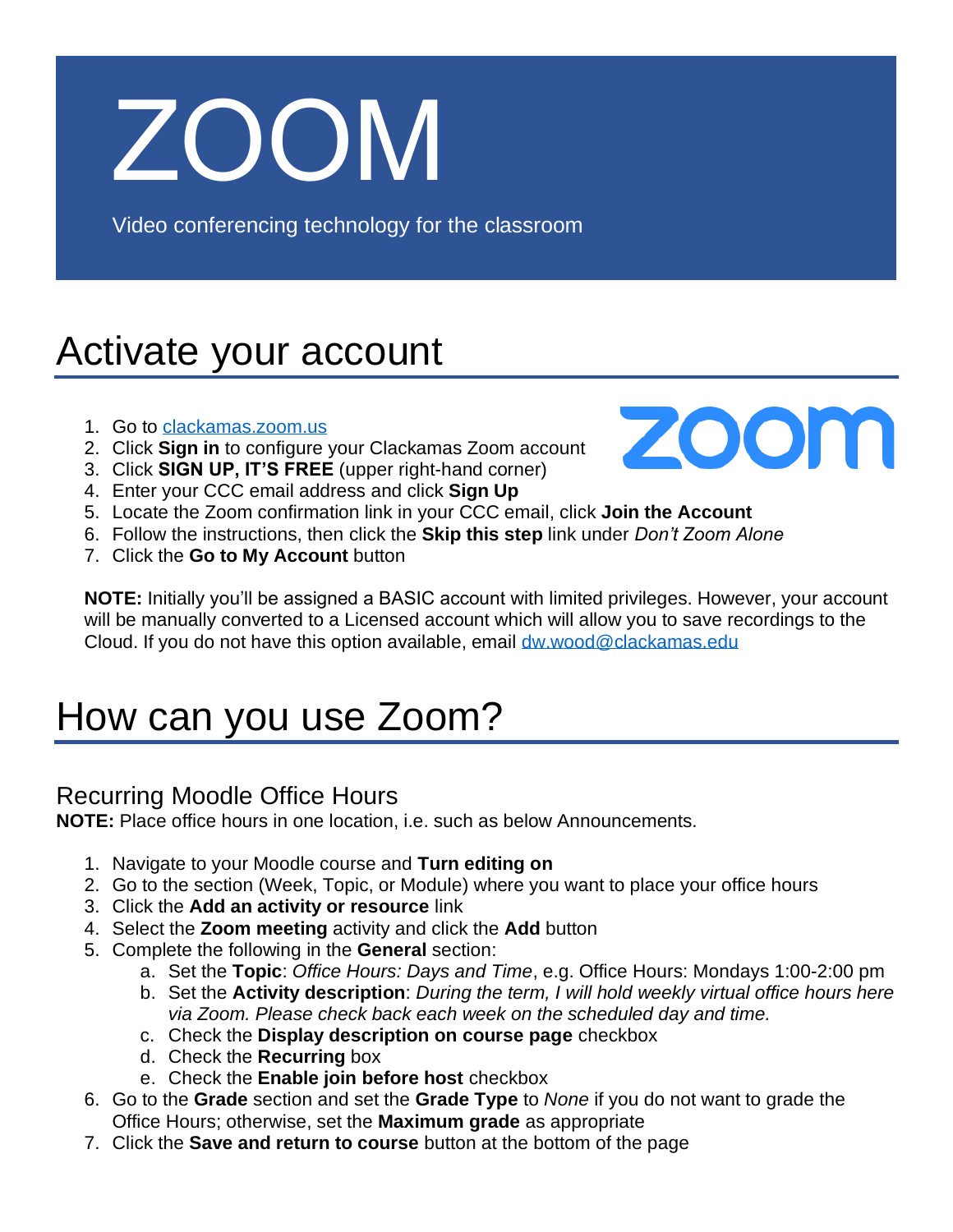# ZOOM

Video conferencing technology for the classroom

## Activate your account

1. Go to [clackamas.zoom.us](clackamas.zoom.us)
2. Click **Sign in** to configure your Clackamas Zoom account
3. Click **SIGN UP, IT'S FREE** (upper right-hand corner)
4. Enter your CCC email address and click **Sign Up**
5. Locate the Zoom confirmation link in your CCC email, click **Join the Account**
6. Follow the instructions, then click the **Skip this step** link under *Don't Zoom Alone*
7. Click the **Go to My Account** button

**NOTE:** Initially you'll be assigned a BASIC account with limited privileges. However, your account will be manually converted to a Licensed account which will allow you to save recordings to the Cloud. If you do not have this option available, email [dw.wood@clackamas.edu](mailto:dw.wood@clackamas.edu)

## How can you use Zoom?

### Recurring Moodle Office Hours

**NOTE:** Place office hours in one location, i.e. such as below Announcements.

1. Navigate to your Moodle course and **Turn editing on**
2. Go to the section (Week, Topic, or Module) where you want to place your office hours
3. Click the **Add an activity or resource** link
4. Select the **Zoom meeting** activity and click the **Add** button
5. Complete the following in the **General** section:
   a. Set the **Topic**: *Office Hours: Days and Time*, e.g. Office Hours: Mondays 1:00-2:00 pm
   b. Set the **Activity description**: *During the term, I will hold weekly virtual office hours here via Zoom. Please check back each week on the scheduled day and time.*
   c. Check the **Display description on course page** checkbox
   d. Check the **Recurring** box
   e. Check the **Enable join before host** checkbox
6. Go to the **Grade** section and set the **Grade Type** to *None* if you do not want to grade the Office Hours; otherwise, set the **Maximum grade** as appropriate
7. Click the **Save and return to course** button at the bottom of the page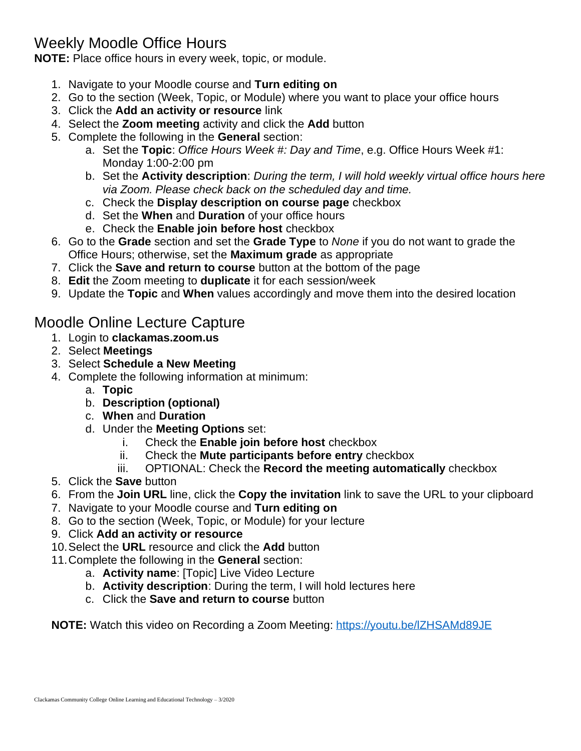## Weekly Moodle Office Hours

**NOTE:** Place office hours in every week, topic, or module.

1. Navigate to your Moodle course and **Turn editing on**
2. Go to the section (Week, Topic, or Module) where you want to place your office hours
3. Click the **Add an activity or resource** link
4. Select the **Zoom meeting** activity and click the **Add** button
5. Complete the following in the **General** section:
   a. Set the **Topic**: *Office Hours Week #: Day and Time*, e.g. Office Hours Week #1: Monday 1:00-2:00 pm
   b. Set the **Activity description**: *During the term, I will hold weekly virtual office hours here via Zoom. Please check back on the scheduled day and time.*
   c. Check the **Display description on course page** checkbox
   d. Set the **When** and **Duration** of your office hours
   e. Check the **Enable join before host** checkbox
6. Go to the **Grade** section and set the **Grade Type** to *None* if you do not want to grade the Office Hours; otherwise, set the **Maximum grade** as appropriate
7. Click the **Save and return to course** button at the bottom of the page
8. **Edit** the Zoom meeting to **duplicate** it for each session/week
9. Update the **Topic** and **When** values accordingly and move them into the desired location

## Moodle Online Lecture Capture

1. Login to **clackamas.zoom.us**
2. Select **Meetings**
3. Select **Schedule a New Meeting**
4. Complete the following information at minimum:
   a. **Topic**
   b. **Description (optional)**
   c. **When** and **Duration**
   d. Under the **Meeting Options** set:
      i. Check the **Enable join before host** checkbox
      ii. Check the **Mute participants before entry** checkbox
      iii. OPTIONAL: Check the **Record the meeting automatically** checkbox
5. Click the **Save** button
6. From the **Join URL** line, click the **Copy the invitation** link to save the URL to your clipboard
7. Navigate to your Moodle course and **Turn editing on**
8. Go to the section (Week, Topic, or Module) for your lecture
9. Click **Add an activity or resource**
10. Select the **URL** resource and click the **Add** button
11. Complete the following in the **General** section:
    a. **Activity name**: [Topic] Live Video Lecture
    b. **Activity description**: During the term, I will hold lectures here
    c. Click the **Save and return to course** button

**NOTE:** Watch this video on Recording a Zoom Meeting: https://youtu.be/lZHSAMd89JE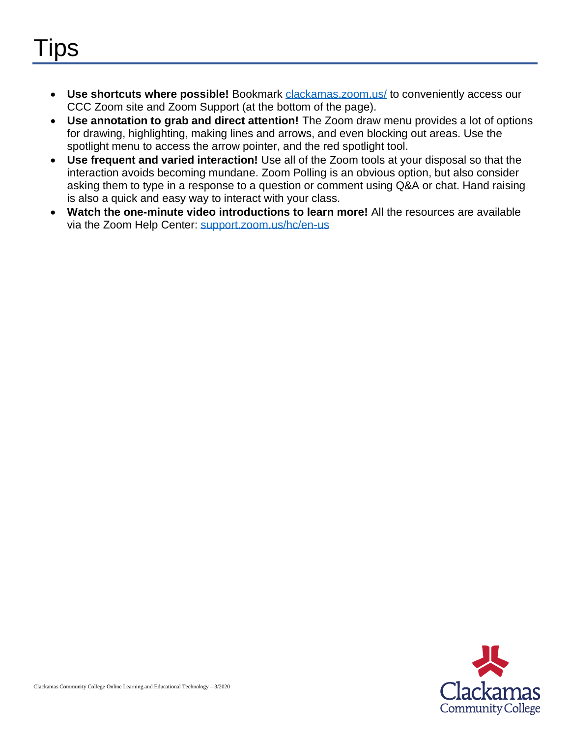# Tips

- **Use shortcuts where possible!** Bookmark [clackamas.zoom.us/](clackamas.zoom.us/) to conveniently access our CCC Zoom site and Zoom Support (at the bottom of the page).
- **Use annotation to grab and direct attention!** The Zoom draw menu provides a lot of options for drawing, highlighting, making lines and arrows, and even blocking out areas. Use the spotlight menu to access the arrow pointer, and the red spotlight tool.
- **Use frequent and varied interaction!** Use all of the Zoom tools at your disposal so that the interaction avoids becoming mundane. Zoom Polling is an obvious option, but also consider asking them to type in a response to a question or comment using Q&A or chat. Hand raising is also a quick and easy way to interact with your class.
- **Watch the one-minute video introductions to learn more!** All the resources are available via the Zoom Help Center: [support.zoom.us/hc/en-us](support.zoom.us/hc/en-us)

Clackamas Community College Online Learning and Educational Technology – 3/2020